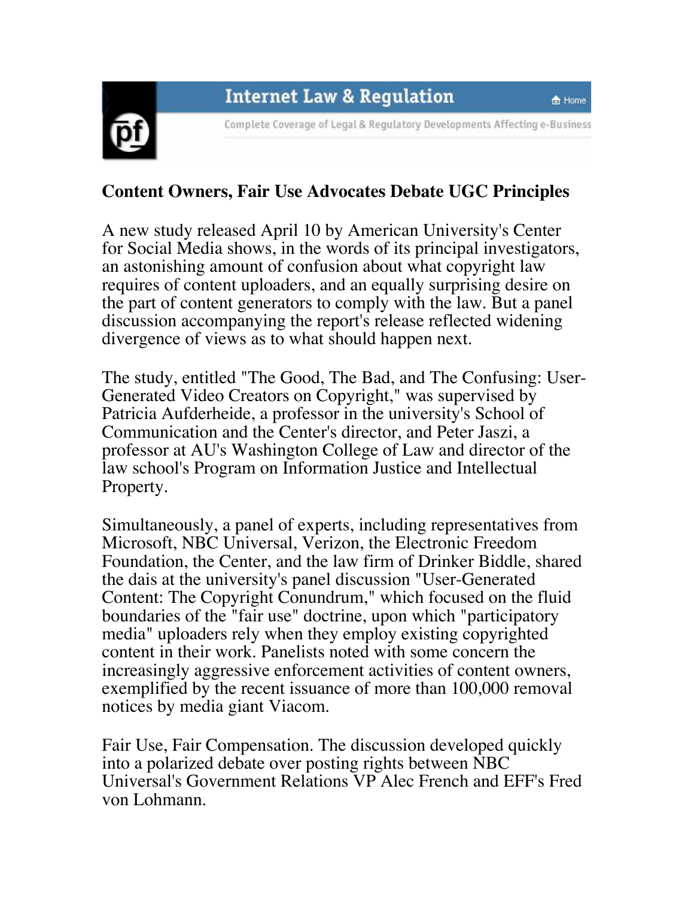Internet Law & Regulation

Complete Coverage of Legal & Regulatory Developments Affecting e-Business

## Content Owners, Fair Use Advocates Debate UGC Principles

A new study released April 10 by American University's Center for Social Media shows, in the words of its principal investigators, an astonishing amount of confusion about what copyright law requires of content uploaders, and an equally surprising desire on the part of content generators to comply with the law. But a panel discussion accompanying the report's release reflected widening divergence of views as to what should happen next.

The study, entitled "The Good, The Bad, and The Confusing: User-Generated Video Creators on Copyright," was supervised by Patricia Aufderheide, a professor in the university's School of Communication and the Center's director, and Peter Jaszi, a professor at AU's Washington College of Law and director of the law school's Program on Information Justice and Intellectual Property.

Simultaneously, a panel of experts, including representatives from Microsoft, NBC Universal, Verizon, the Electronic Freedom Foundation, the Center, and the law firm of Drinker Biddle, shared the dais at the university's panel discussion "User-Generated Content: The Copyright Conundrum," which focused on the fluid boundaries of the "fair use" doctrine, upon which "participatory media" uploaders rely when they employ existing copyrighted content in their work. Panelists noted with some concern the increasingly aggressive enforcement activities of content owners, exemplified by the recent issuance of more than 100,000 removal notices by media giant Viacom.

Fair Use, Fair Compensation. The discussion developed quickly into a polarized debate over posting rights between NBC Universal's Government Relations VP Alec French and EFF's Fred von Lohmann.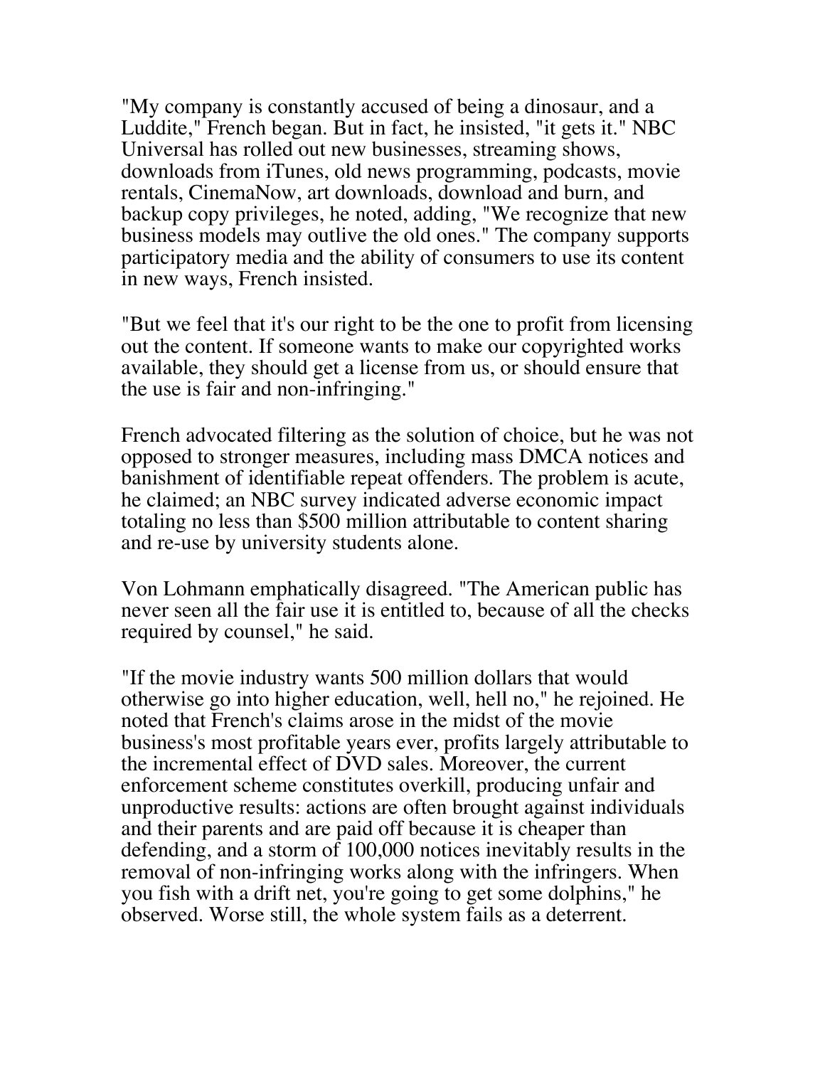"My company is constantly accused of being a dinosaur, and a Luddite," French began. But in fact, he insisted, "it gets it." NBC Universal has rolled out new businesses, streaming shows, downloads from iTunes, old news programming, podcasts, movie rentals, CinemaNow, art downloads, download and burn, and backup copy privileges, he noted, adding, "We recognize that new business models may outlive the old ones." The company supports participatory media and the ability of consumers to use its content in new ways, French insisted.

"But we feel that it's our right to be the one to profit from licensing out the content. If someone wants to make our copyrighted works available, they should get a license from us, or should ensure that the use is fair and non-infringing."

French advocated filtering as the solution of choice, but he was not opposed to stronger measures, including mass DMCA notices and banishment of identifiable repeat offenders. The problem is acute, he claimed; an NBC survey indicated adverse economic impact totaling no less than $500 million attributable to content sharing and re-use by university students alone.

Von Lohmann emphatically disagreed. "The American public has never seen all the fair use it is entitled to, because of all the checks required by counsel," he said.

"If the movie industry wants 500 million dollars that would otherwise go into higher education, well, hell no," he rejoined. He noted that French's claims arose in the midst of the movie business's most profitable years ever, profits largely attributable to the incremental effect of DVD sales. Moreover, the current enforcement scheme constitutes overkill, producing unfair and unproductive results: actions are often brought against individuals and their parents and are paid off because it is cheaper than defending, and a storm of 100,000 notices inevitably results in the removal of non-infringing works along with the infringers. When you fish with a drift net, you're going to get some dolphins," he observed. Worse still, the whole system fails as a deterrent.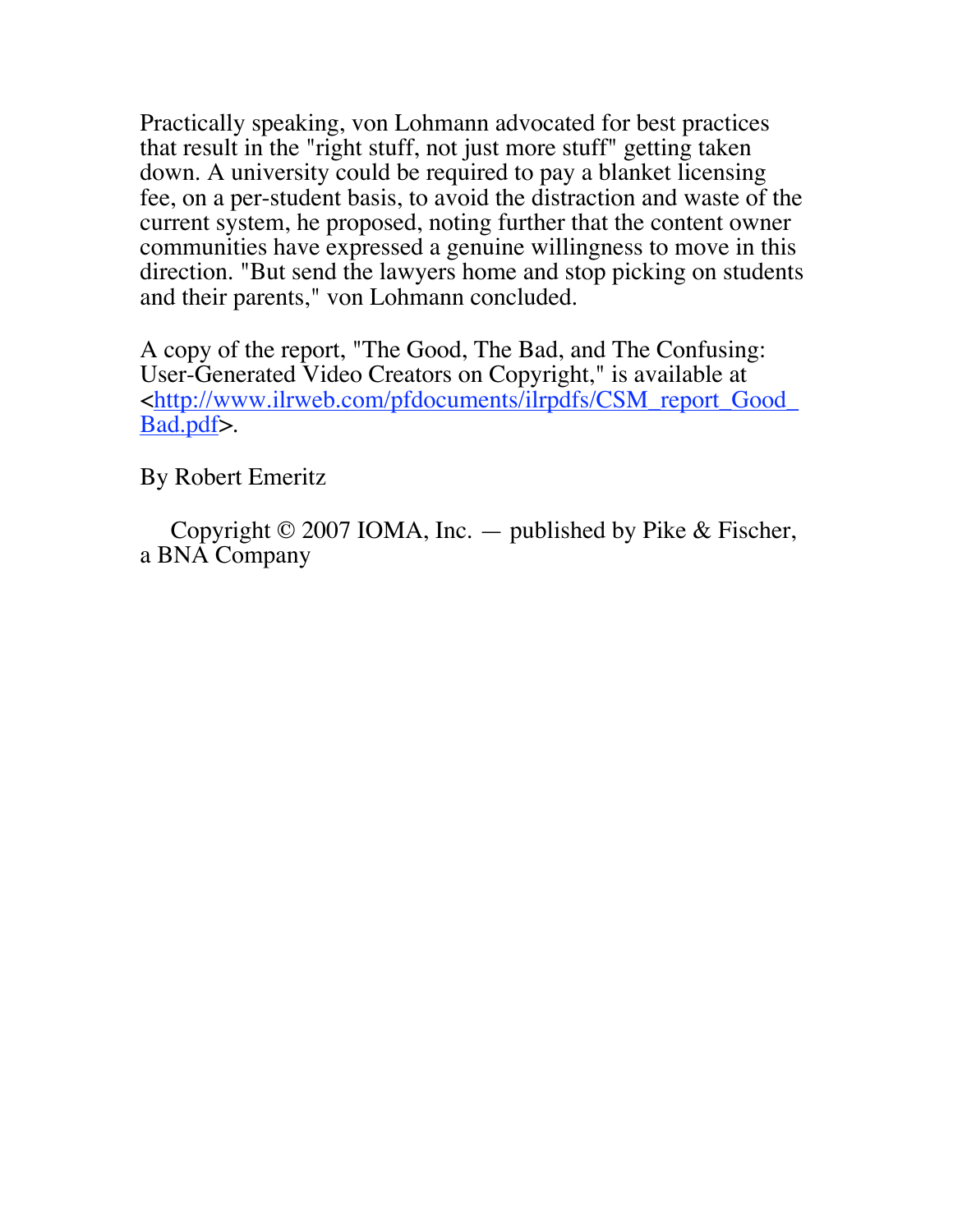Practically speaking, von Lohmann advocated for best practices that result in the "right stuff, not just more stuff" getting taken down. A university could be required to pay a blanket licensing fee, on a per-student basis, to avoid the distraction and waste of the current system, he proposed, noting further that the content owner communities have expressed a genuine willingness to move in this direction. "But send the lawyers home and stop picking on students and their parents," von Lohmann concluded.

A copy of the report, "The Good, The Bad, and The Confusing: User-Generated Video Creators on Copyright," is available at <http://www.ilrweb.com/pfdocuments/ilrpdfs/CSM_report_Good_Bad.pdf>.

By Robert Emeritz

Copyright © 2007 IOMA, Inc. — published by Pike & Fischer, a BNA Company